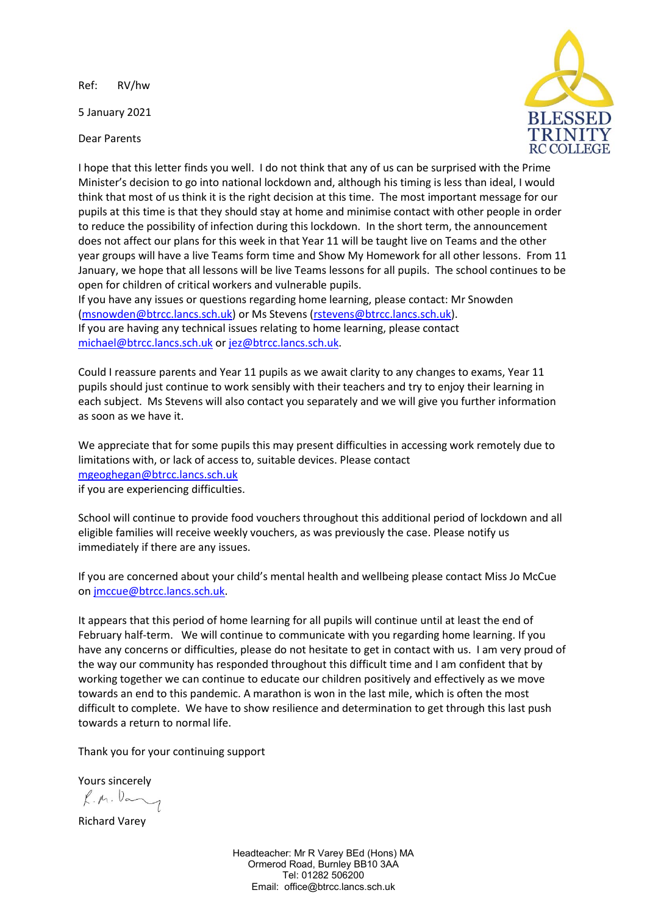Ref: RV/hw

5 January 2021

Dear Parents

BLESSED TRINITY RC COLLEGE

I hope that this letter finds you well. I do not think that any of us can be surprised with the Prime Minister's decision to go into national lockdown and, although his timing is less than ideal, I would think that most of us think it is the right decision at this time. The most important message for our pupils at this time is that they should stay at home and minimise contact with other people in order to reduce the possibility of infection during this lockdown. In the short term, the announcement does not affect our plans for this week in that Year 11 will be taught live on Teams and the other year groups will have a live Teams form time and Show My Homework for all other lessons. From 11 January, we hope that all lessons will be live Teams lessons for all pupils. The school continues to be open for children of critical workers and vulnerable pupils.
If you have any issues or questions regarding home learning, please contact: Mr Snowden (msnowden@btrcc.lancs.sch.uk) or Ms Stevens (rstevens@btrcc.lancs.sch.uk).
If you are having any technical issues relating to home learning, please contact michael@btrcc.lancs.sch.uk or jez@btrcc.lancs.sch.uk.

Could I reassure parents and Year 11 pupils as we await clarity to any changes to exams, Year 11 pupils should just continue to work sensibly with their teachers and try to enjoy their learning in each subject. Ms Stevens will also contact you separately and we will give you further information as soon as we have it.

We appreciate that for some pupils this may present difficulties in accessing work remotely due to limitations with, or lack of access to, suitable devices. Please contact mgeoghegan@btrcc.lancs.sch.uk
if you are experiencing difficulties.

School will continue to provide food vouchers throughout this additional period of lockdown and all eligible families will receive weekly vouchers, as was previously the case. Please notify us immediately if there are any issues.

If you are concerned about your child's mental health and wellbeing please contact Miss Jo McCue on jmccue@btrcc.lancs.sch.uk.

It appears that this period of home learning for all pupils will continue until at least the end of February half-term. We will continue to communicate with you regarding home learning. If you have any concerns or difficulties, please do not hesitate to get in contact with us. I am very proud of the way our community has responded throughout this difficult time and I am confident that by working together we can continue to educate our children positively and effectively as we move towards an end to this pandemic. A marathon is won in the last mile, which is often the most difficult to complete. We have to show resilience and determination to get through this last push towards a return to normal life.

Thank you for your continuing support

Yours sincerely

R. M. Varey

Richard Varey

Headteacher: Mr R Varey BEd (Hons) MA
Ormerod Road, Burnley BB10 3AA
Tel: 01282 506200
Email: office@btrcc.lancs.sch.uk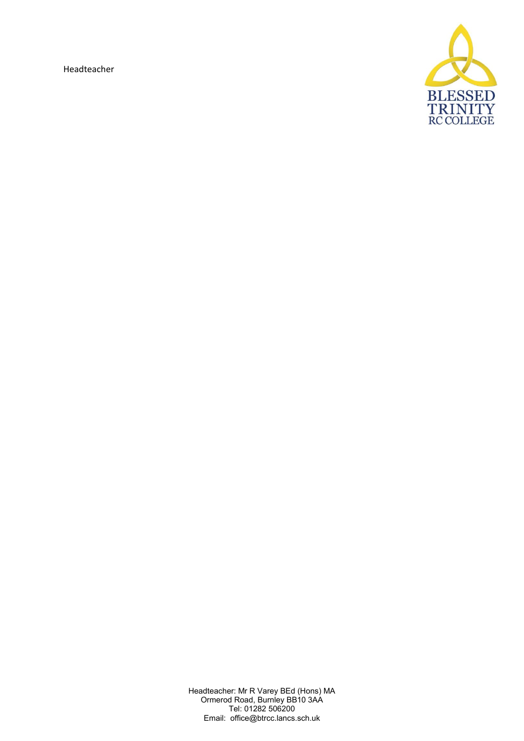Headteacher

BLESSED TRINITY RC COLLEGE

Headteacher: Mr R Varey BEd (Hons) MA
Ormerod Road, Burnley BB10 3AA
Tel: 01282 506200
Email: office@btrcc.lancs.sch.uk